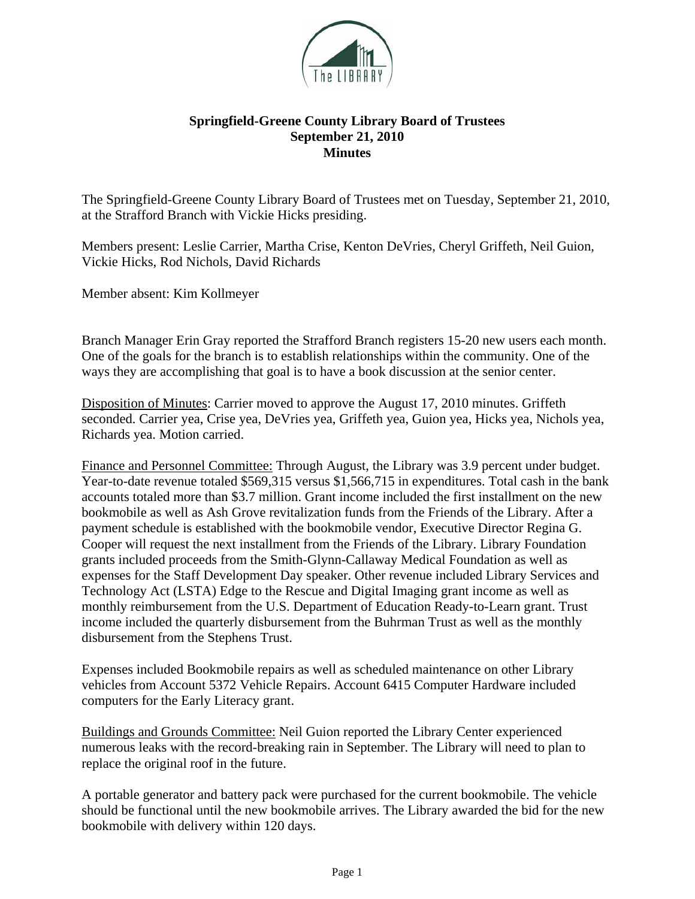# Springfield-Greene County Library Board of Trustees
## September 21, 2010
## Minutes

The Springfield-Greene County Library Board of Trustees met on Tuesday, September 21, 2010, at the Strafford Branch with Vickie Hicks presiding.

Members present: Leslie Carrier, Martha Crise, Kenton DeVries, Cheryl Griffeth, Neil Guion, Vickie Hicks, Rod Nichols, David Richards

Member absent: Kim Kollmeyer

Branch Manager Erin Gray reported the Strafford Branch registers 15-20 new users each month. One of the goals for the branch is to establish relationships within the community. One of the ways they are accomplishing that goal is to have a book discussion at the senior center.

<u>Disposition of Minutes</u>: Carrier moved to approve the August 17, 2010 minutes. Griffeth seconded. Carrier yea, Crise yea, DeVries yea, Griffeth yea, Guion yea, Hicks yea, Nichols yea, Richards yea. Motion carried.

<u>Finance and Personnel Committee:</u> Through August, the Library was 3.9 percent under budget. Year-to-date revenue totaled $569,315 versus $1,566,715 in expenditures. Total cash in the bank accounts totaled more than $3.7 million. Grant income included the first installment on the new bookmobile as well as Ash Grove revitalization funds from the Friends of the Library. After a payment schedule is established with the bookmobile vendor, Executive Director Regina G. Cooper will request the next installment from the Friends of the Library. Library Foundation grants included proceeds from the Smith-Glynn-Callaway Medical Foundation as well as expenses for the Staff Development Day speaker. Other revenue included Library Services and Technology Act (LSTA) Edge to the Rescue and Digital Imaging grant income as well as monthly reimbursement from the U.S. Department of Education Ready-to-Learn grant. Trust income included the quarterly disbursement from the Buhrman Trust as well as the monthly disbursement from the Stephens Trust.

Expenses included Bookmobile repairs as well as scheduled maintenance on other Library vehicles from Account 5372 Vehicle Repairs. Account 6415 Computer Hardware included computers for the Early Literacy grant.

<u>Buildings and Grounds Committee:</u> Neil Guion reported the Library Center experienced numerous leaks with the record-breaking rain in September. The Library will need to plan to replace the original roof in the future.

A portable generator and battery pack were purchased for the current bookmobile. The vehicle should be functional until the new bookmobile arrives. The Library awarded the bid for the new bookmobile with delivery within 120 days.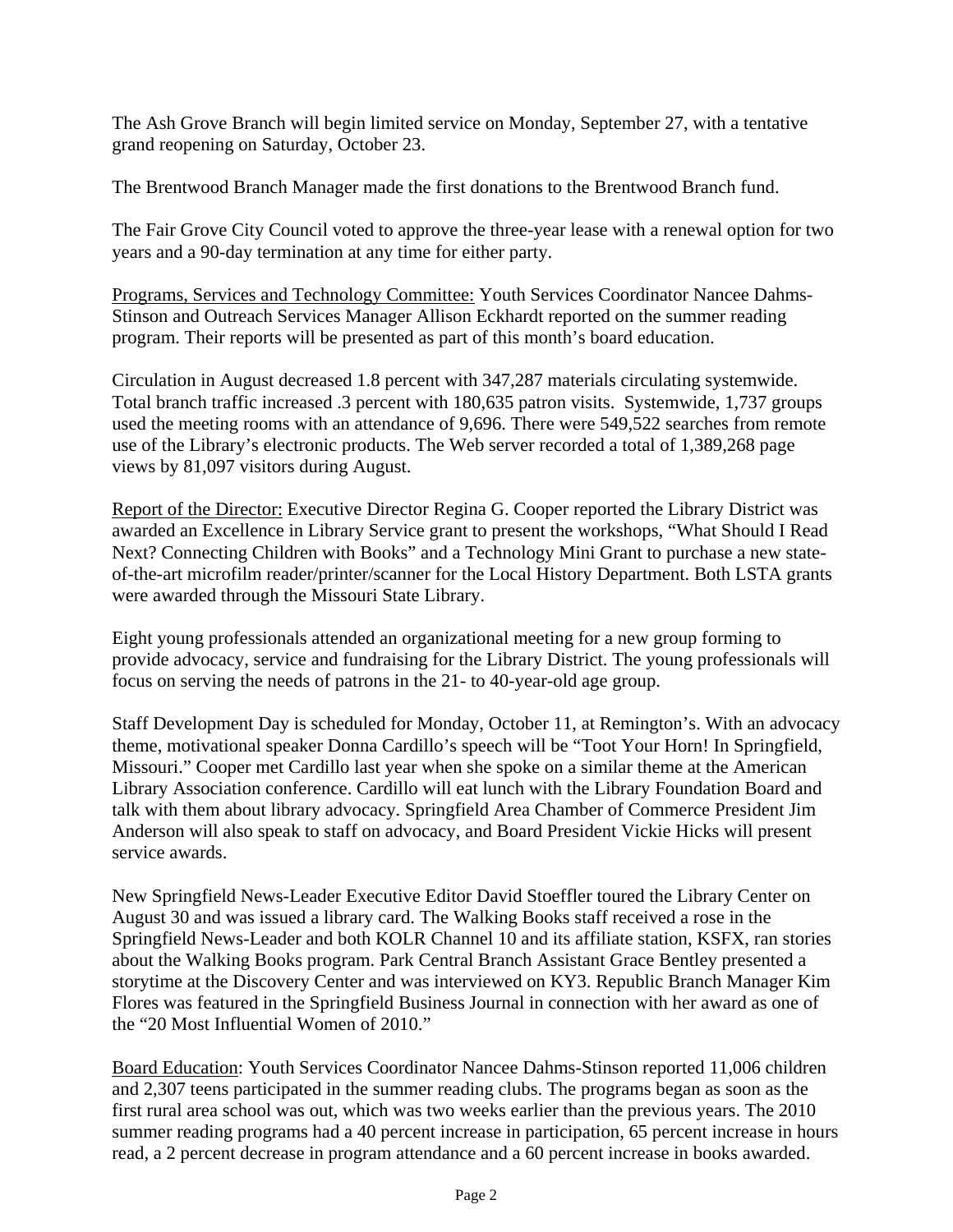The Ash Grove Branch will begin limited service on Monday, September 27, with a tentative grand reopening on Saturday, October 23.

The Brentwood Branch Manager made the first donations to the Brentwood Branch fund.

The Fair Grove City Council voted to approve the three-year lease with a renewal option for two years and a 90-day termination at any time for either party.

Programs, Services and Technology Committee: Youth Services Coordinator Nancee Dahms-Stinson and Outreach Services Manager Allison Eckhardt reported on the summer reading program. Their reports will be presented as part of this month's board education.

Circulation in August decreased 1.8 percent with 347,287 materials circulating systemwide. Total branch traffic increased .3 percent with 180,635 patron visits. Systemwide, 1,737 groups used the meeting rooms with an attendance of 9,696. There were 549,522 searches from remote use of the Library's electronic products. The Web server recorded a total of 1,389,268 page views by 81,097 visitors during August.

Report of the Director: Executive Director Regina G. Cooper reported the Library District was awarded an Excellence in Library Service grant to present the workshops, "What Should I Read Next? Connecting Children with Books" and a Technology Mini Grant to purchase a new state-of-the-art microfilm reader/printer/scanner for the Local History Department. Both LSTA grants were awarded through the Missouri State Library.

Eight young professionals attended an organizational meeting for a new group forming to provide advocacy, service and fundraising for the Library District. The young professionals will focus on serving the needs of patrons in the 21- to 40-year-old age group.

Staff Development Day is scheduled for Monday, October 11, at Remington's. With an advocacy theme, motivational speaker Donna Cardillo's speech will be "Toot Your Horn! In Springfield, Missouri." Cooper met Cardillo last year when she spoke on a similar theme at the American Library Association conference. Cardillo will eat lunch with the Library Foundation Board and talk with them about library advocacy. Springfield Area Chamber of Commerce President Jim Anderson will also speak to staff on advocacy, and Board President Vickie Hicks will present service awards.

New Springfield News-Leader Executive Editor David Stoeffler toured the Library Center on August 30 and was issued a library card. The Walking Books staff received a rose in the Springfield News-Leader and both KOLR Channel 10 and its affiliate station, KSFX, ran stories about the Walking Books program. Park Central Branch Assistant Grace Bentley presented a storytime at the Discovery Center and was interviewed on KY3. Republic Branch Manager Kim Flores was featured in the Springfield Business Journal in connection with her award as one of the "20 Most Influential Women of 2010."

Board Education: Youth Services Coordinator Nancee Dahms-Stinson reported 11,006 children and 2,307 teens participated in the summer reading clubs. The programs began as soon as the first rural area school was out, which was two weeks earlier than the previous years. The 2010 summer reading programs had a 40 percent increase in participation, 65 percent increase in hours read, a 2 percent decrease in program attendance and a 60 percent increase in books awarded.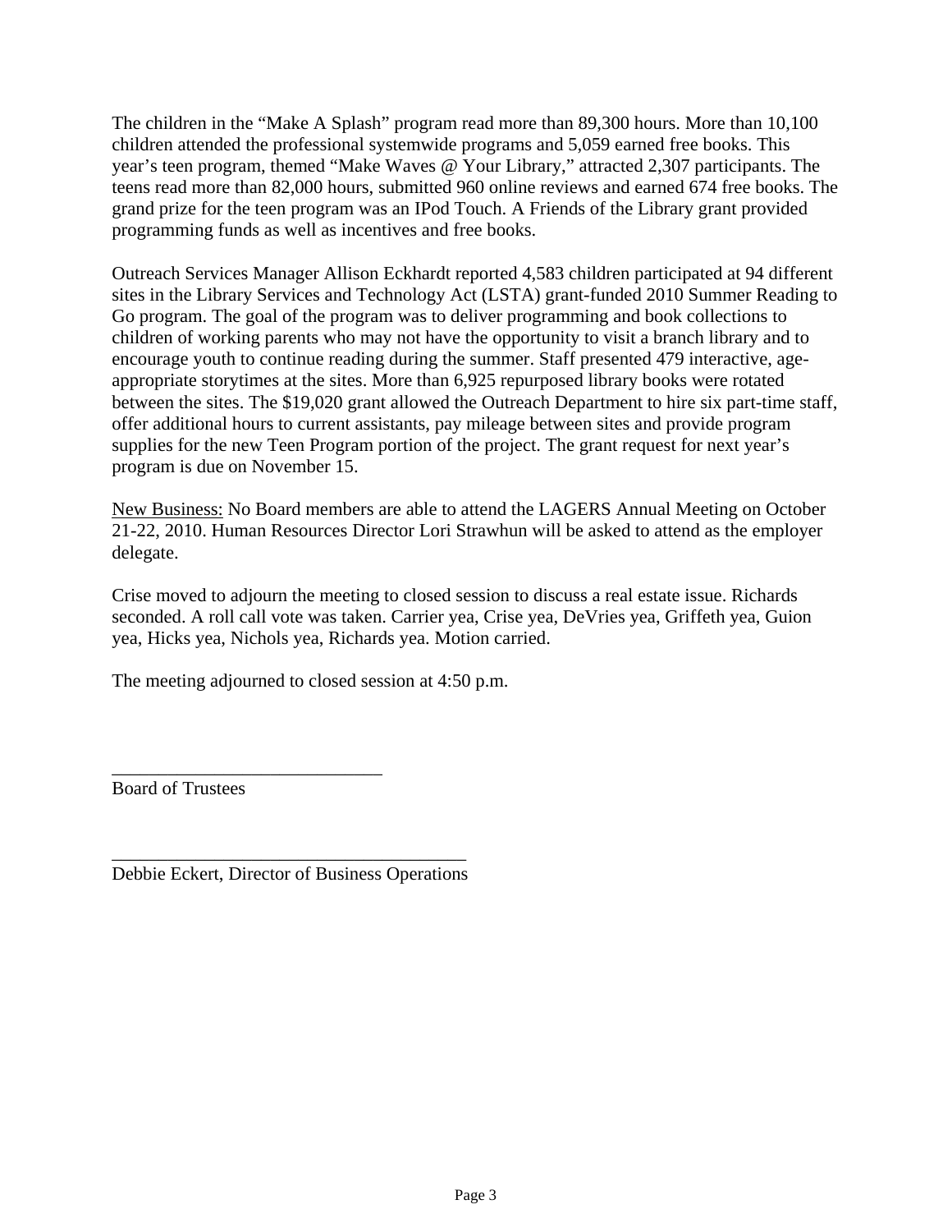The children in the "Make A Splash" program read more than 89,300 hours. More than 10,100 children attended the professional systemwide programs and 5,059 earned free books. This year's teen program, themed "Make Waves @ Your Library," attracted 2,307 participants. The teens read more than 82,000 hours, submitted 960 online reviews and earned 674 free books. The grand prize for the teen program was an IPod Touch. A Friends of the Library grant provided programming funds as well as incentives and free books.

Outreach Services Manager Allison Eckhardt reported 4,583 children participated at 94 different sites in the Library Services and Technology Act (LSTA) grant-funded 2010 Summer Reading to Go program. The goal of the program was to deliver programming and book collections to children of working parents who may not have the opportunity to visit a branch library and to encourage youth to continue reading during the summer. Staff presented 479 interactive, age-appropriate storytimes at the sites. More than 6,925 repurposed library books were rotated between the sites. The $19,020 grant allowed the Outreach Department to hire six part-time staff, offer additional hours to current assistants, pay mileage between sites and provide program supplies for the new Teen Program portion of the project. The grant request for next year's program is due on November 15.

<u>New Business:</u> No Board members are able to attend the LAGERS Annual Meeting on October 21-22, 2010. Human Resources Director Lori Strawhun will be asked to attend as the employer delegate.

Crise moved to adjourn the meeting to closed session to discuss a real estate issue. Richards seconded. A roll call vote was taken. Carrier yea, Crise yea, DeVries yea, Griffeth yea, Guion yea, Hicks yea, Nichols yea, Richards yea. Motion carried.

The meeting adjourned to closed session at 4:50 p.m.

\_\_\_\_\_\_\_\_\_\_\_\_\_\_\_\_\_\_\_\_\_\_\_\_\_\_\_\_\_\_

Board of Trustees

\_\_\_\_\_\_\_\_\_\_\_\_\_\_\_\_\_\_\_\_\_\_\_\_\_\_\_\_\_\_\_\_\_\_\_\_\_\_

Debbie Eckert, Director of Business Operations